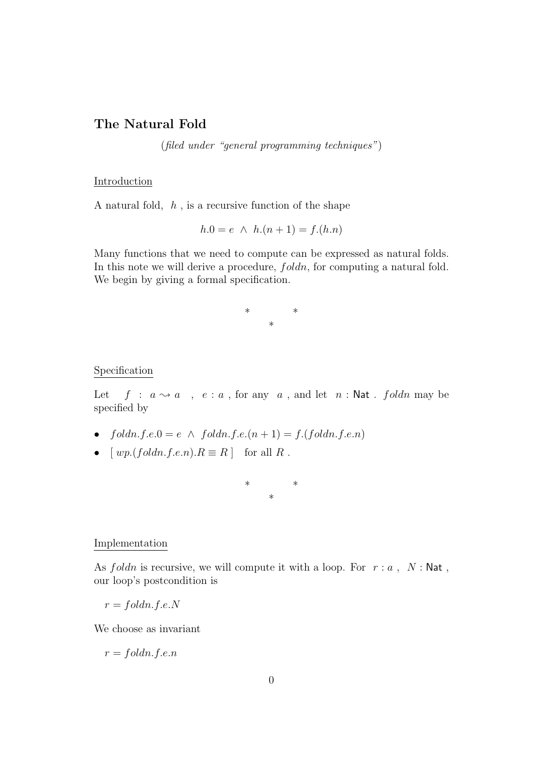## The Natural Fold

*(filed under "general programming techniques")*

### Introduction

A natural fold, $h$ , is a recursive function of the shape

$$h.0 = e \ \wedge \ h.(n+1) = f.(h.n)$$

Many functions that we need to compute can be expressed as natural folds. In this note we will derive a procedure, $foldn$, for computing a natural fold. We begin by giving a formal specification.

\* \* \*

### Specification

Let $f \ : \ a \leadsto a$ , $e : a$ , for any $a$ , and let $n : \mathsf{Nat}$ . $foldn$ may be specified by

- $foldn.f.e.0 = e \ \wedge \ foldn.f.e.(n+1) = f.(foldn.f.e.n)$
- $[\ wp.(foldn.f.e.n).R \equiv R\ ]$ for all $R$ .

\* \* \*

### Implementation

As $foldn$ is recursive, we will compute it with a loop. For $r : a$ , $N : \mathsf{Nat}$ , our loop's postcondition is

$r = foldn.f.e.N$

We choose as invariant

$r = foldn.f.e.n$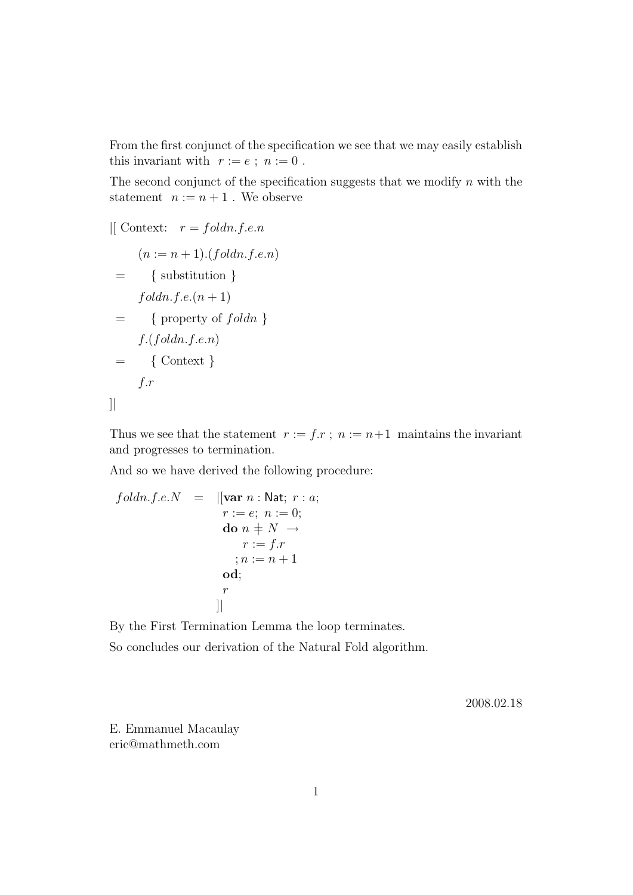From the first conjunct of the specification we see that we may easily establish this invariant with $r := e\ ;\ n := 0$ .

The second conjunct of the specification suggests that we modify $n$ with the statement $n := n + 1$ . We observe

|[ Context: $r = foldn.f.e.n$

$$
\begin{array}{ll}
 & (n := n + 1).(foldn.f.e.n) \\
= & \quad \{ \text{ substitution } \} \\
 & foldn.f.e.(n + 1) \\
= & \quad \{ \text{ property of } foldn \text{ } \} \\
 & f.(foldn.f.e.n) \\
= & \quad \{ \text{ Context } \} \\
 & f.r
\end{array}
$$

]|

Thus we see that the statement $r := f.r\ ;\ n := n+1$ maintains the invariant and progresses to termination.

And so we have derived the following procedure:

```
foldn.f.e.N   =   |[var n : Nat; r : a;
                    r := e; n := 0;
                    do n ≠ N  →
                          r := f.r
                        ; n := n + 1
                    od;
                    r
                   ]|
```

By the First Termination Lemma the loop terminates.

So concludes our derivation of the Natural Fold algorithm.

2008.02.18

E. Emmanuel Macaulay
eric@mathmeth.com